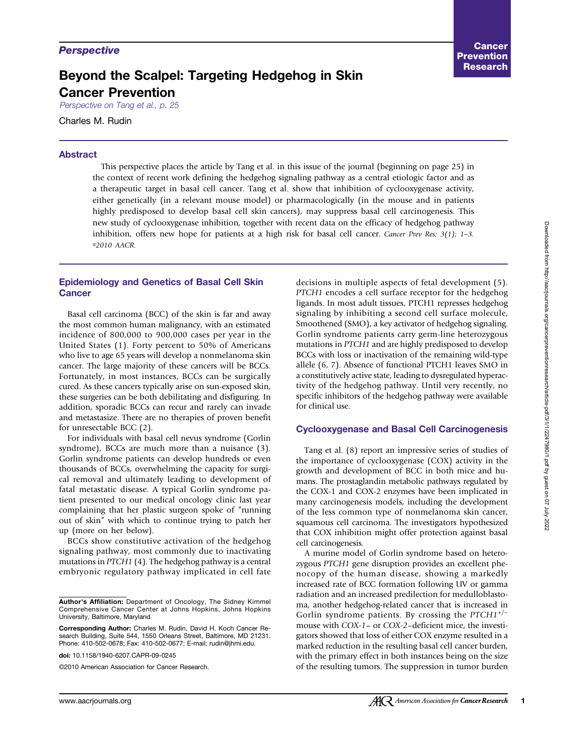*Perspective*

# Beyond the Scalpel: Targeting Hedgehog in Skin Cancer Prevention

*Perspective on Tang et al., p. 25*

Charles M. Rudin

## Abstract

This perspective places the article by Tang et al. in this issue of the journal (beginning on page 25) in the context of recent work defining the hedgehog signaling pathway as a central etiologic factor and as a therapeutic target in basal cell cancer. Tang et al. show that inhibition of cyclooxygenase activity, either genetically (in a relevant mouse model) or pharmacologically (in the mouse and in patients highly predisposed to develop basal cell skin cancers), may suppress basal cell carcinogenesis. This new study of cyclooxygenase inhibition, together with recent data on the efficacy of hedgehog pathway inhibition, offers new hope for patients at a high risk for basal cell cancer. *Cancer Prev Res; 3(1); 1–3. ©2010 AACR.*

## Epidemiology and Genetics of Basal Cell Skin Cancer

Basal cell carcinoma (BCC) of the skin is far and away the most common human malignancy, with an estimated incidence of 800,000 to 900,000 cases per year in the United States (1). Forty percent to 50% of Americans who live to age 65 years will develop a nonmelanoma skin cancer. The large majority of these cancers will be BCCs. Fortunately, in most instances, BCCs can be surgically cured. As these cancers typically arise on sun-exposed skin, these surgeries can be both debilitating and disfiguring. In addition, sporadic BCCs can recur and rarely can invade and metastasize. There are no therapies of proven benefit for unresectable BCC (2).

For individuals with basal cell nevus syndrome (Gorlin syndrome), BCCs are much more than a nuisance (3). Gorlin syndrome patients can develop hundreds or even thousands of BCCs, overwhelming the capacity for surgical removal and ultimately leading to development of fatal metastatic disease. A typical Gorlin syndrome patient presented to our medical oncology clinic last year complaining that her plastic surgeon spoke of "running out of skin" with which to continue trying to patch her up (more on her below).

BCCs show constitutive activation of the hedgehog signaling pathway, most commonly due to inactivating mutations in *PTCH1* (4). The hedgehog pathway is a central embryonic regulatory pathway implicated in cell fate decisions in multiple aspects of fetal development (5). *PTCH1* encodes a cell surface receptor for the hedgehog ligands. In most adult tissues, PTCH1 represses hedgehog signaling by inhibiting a second cell surface molecule, Smoothened (SMO), a key activator of hedgehog signaling. Gorlin syndrome patients carry germ-line heterozygous mutations in *PTCH1* and are highly predisposed to develop BCCs with loss or inactivation of the remaining wild-type allele (6, 7). Absence of functional PTCH1 leaves SMO in a constitutively active state, leading to dysregulated hyperactivity of the hedgehog pathway. Until very recently, no specific inhibitors of the hedgehog pathway were available for clinical use.

## Cyclooxygenase and Basal Cell Carcinogenesis

Tang et al. (8) report an impressive series of studies of the importance of cyclooxygenase (COX) activity in the growth and development of BCC in both mice and humans. The prostaglandin metabolic pathways regulated by the COX-1 and COX-2 enzymes have been implicated in many carcinogenesis models, including the development of the less common type of nonmelanoma skin cancer, squamous cell carcinoma. The investigators hypothesized that COX inhibition might offer protection against basal cell carcinogenesis.

A murine model of Gorlin syndrome based on heterozygous *PTCH1* gene disruption provides an excellent phenocopy of the human disease, showing a markedly increased rate of BCC formation following UV or gamma radiation and an increased predilection for medulloblastoma, another hedgehog-related cancer that is increased in Gorlin syndrome patients. By crossing the *PTCH1*$^{+/-}$ mouse with *COX-1*– or *COX-2*–deficient mice, the investigators showed that loss of either COX enzyme resulted in a marked reduction in the resulting basal cell cancer burden, with the primary effect in both instances being on the size of the resulting tumors. The suppression in tumor burden

**Author's Affiliation:** Department of Oncology, The Sidney Kimmel Comprehensive Cancer Center at Johns Hopkins, Johns Hopkins University, Baltimore, Maryland

**Corresponding Author:** Charles M. Rudin, David H. Koch Cancer Research Building, Suite 544, 1550 Orleans Street, Baltimore, MD 21231. Phone: 410-502-0678; Fax: 410-502-0677; E-mail: rudin@jhmi.edu.

doi: 10.1158/1940-6207.CAPR-09-0245

©2010 American Association for Cancer Research.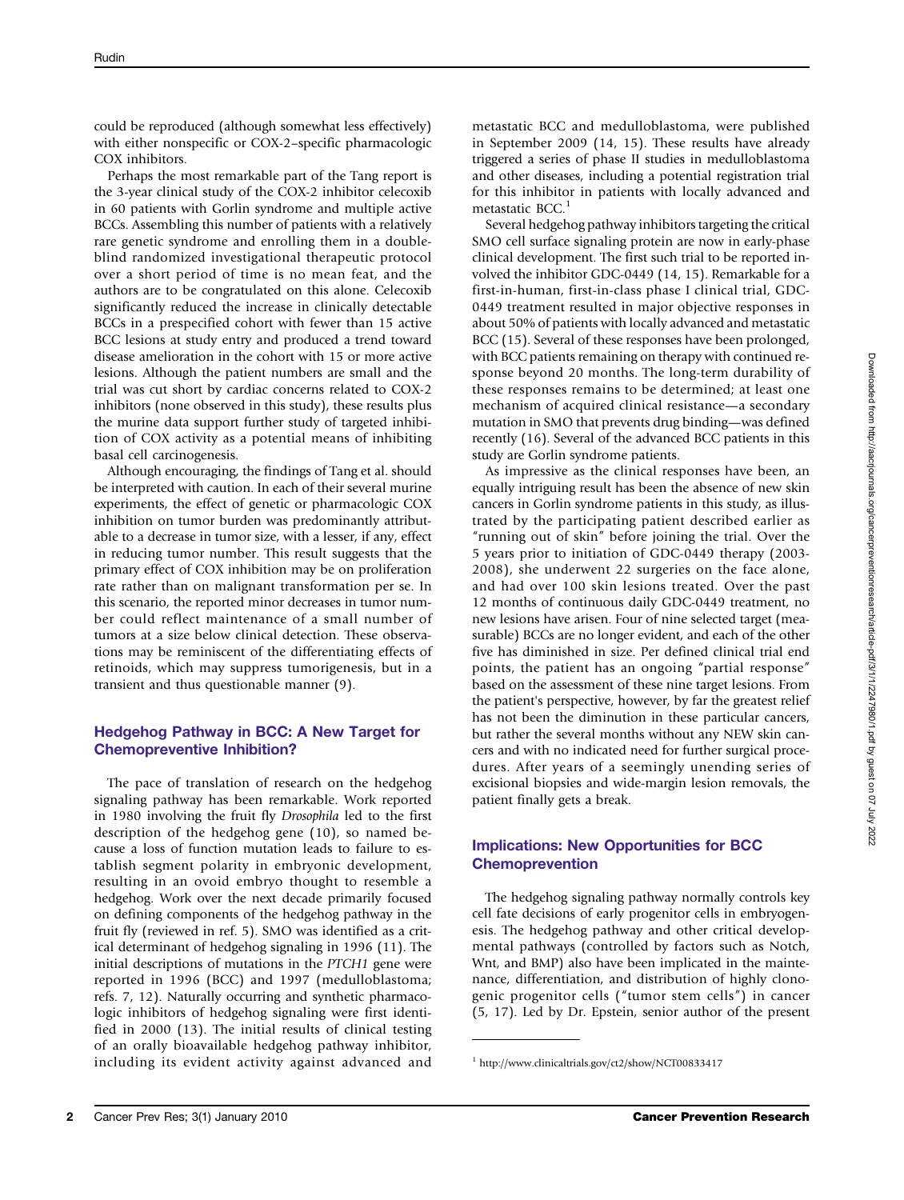could be reproduced (although somewhat less effectively) with either nonspecific or COX-2–specific pharmacologic COX inhibitors.

Perhaps the most remarkable part of the Tang report is the 3-year clinical study of the COX-2 inhibitor celecoxib in 60 patients with Gorlin syndrome and multiple active BCCs. Assembling this number of patients with a relatively rare genetic syndrome and enrolling them in a double-blind randomized investigational therapeutic protocol over a short period of time is no mean feat, and the authors are to be congratulated on this alone. Celecoxib significantly reduced the increase in clinically detectable BCCs in a prespecified cohort with fewer than 15 active BCC lesions at study entry and produced a trend toward disease amelioration in the cohort with 15 or more active lesions. Although the patient numbers are small and the trial was cut short by cardiac concerns related to COX-2 inhibitors (none observed in this study), these results plus the murine data support further study of targeted inhibition of COX activity as a potential means of inhibiting basal cell carcinogenesis.

Although encouraging, the findings of Tang et al. should be interpreted with caution. In each of their several murine experiments, the effect of genetic or pharmacologic COX inhibition on tumor burden was predominantly attributable to a decrease in tumor size, with a lesser, if any, effect in reducing tumor number. This result suggests that the primary effect of COX inhibition may be on proliferation rate rather than on malignant transformation per se. In this scenario, the reported minor decreases in tumor number could reflect maintenance of a small number of tumors at a size below clinical detection. These observations may be reminiscent of the differentiating effects of retinoids, which may suppress tumorigenesis, but in a transient and thus questionable manner (9).

## Hedgehog Pathway in BCC: A New Target for Chemopreventive Inhibition?

The pace of translation of research on the hedgehog signaling pathway has been remarkable. Work reported in 1980 involving the fruit fly *Drosophila* led to the first description of the hedgehog gene (10), so named because a loss of function mutation leads to failure to establish segment polarity in embryonic development, resulting in an ovoid embryo thought to resemble a hedgehog. Work over the next decade primarily focused on defining components of the hedgehog pathway in the fruit fly (reviewed in ref. 5). SMO was identified as a critical determinant of hedgehog signaling in 1996 (11). The initial descriptions of mutations in the *PTCH1* gene were reported in 1996 (BCC) and 1997 (medulloblastoma; refs. 7, 12). Naturally occurring and synthetic pharmacologic inhibitors of hedgehog signaling were first identified in 2000 (13). The initial results of clinical testing of an orally bioavailable hedgehog pathway inhibitor, including its evident activity against advanced and metastatic BCC and medulloblastoma, were published in September 2009 (14, 15). These results have already triggered a series of phase II studies in medulloblastoma and other diseases, including a potential registration trial for this inhibitor in patients with locally advanced and metastatic BCC.[1]

Several hedgehog pathway inhibitors targeting the critical SMO cell surface signaling protein are now in early-phase clinical development. The first such trial to be reported involved the inhibitor GDC-0449 (14, 15). Remarkable for a first-in-human, first-in-class phase I clinical trial, GDC-0449 treatment resulted in major objective responses in about 50% of patients with locally advanced and metastatic BCC (15). Several of these responses have been prolonged, with BCC patients remaining on therapy with continued response beyond 20 months. The long-term durability of these responses remains to be determined; at least one mechanism of acquired clinical resistance—a secondary mutation in SMO that prevents drug binding—was defined recently (16). Several of the advanced BCC patients in this study are Gorlin syndrome patients.

As impressive as the clinical responses have been, an equally intriguing result has been the absence of new skin cancers in Gorlin syndrome patients in this study, as illustrated by the participating patient described earlier as "running out of skin" before joining the trial. Over the 5 years prior to initiation of GDC-0449 therapy (2003-2008), she underwent 22 surgeries on the face alone, and had over 100 skin lesions treated. Over the past 12 months of continuous daily GDC-0449 treatment, no new lesions have arisen. Four of nine selected target (measurable) BCCs are no longer evident, and each of the other five has diminished in size. Per defined clinical trial end points, the patient has an ongoing "partial response" based on the assessment of these nine target lesions. From the patient's perspective, however, by far the greatest relief has not been the diminution in these particular cancers, but rather the several months without any NEW skin cancers and with no indicated need for further surgical procedures. After years of a seemingly unending series of excisional biopsies and wide-margin lesion removals, the patient finally gets a break.

## Implications: New Opportunities for BCC Chemoprevention

The hedgehog signaling pathway normally controls key cell fate decisions of early progenitor cells in embryogenesis. The hedgehog pathway and other critical developmental pathways (controlled by factors such as Notch, Wnt, and BMP) also have been implicated in the maintenance, differentiation, and distribution of highly clonogenic progenitor cells ("tumor stem cells") in cancer (5, 17). Led by Dr. Epstein, senior author of the present

[1] http://www.clinicaltrials.gov/ct2/show/NCT00833417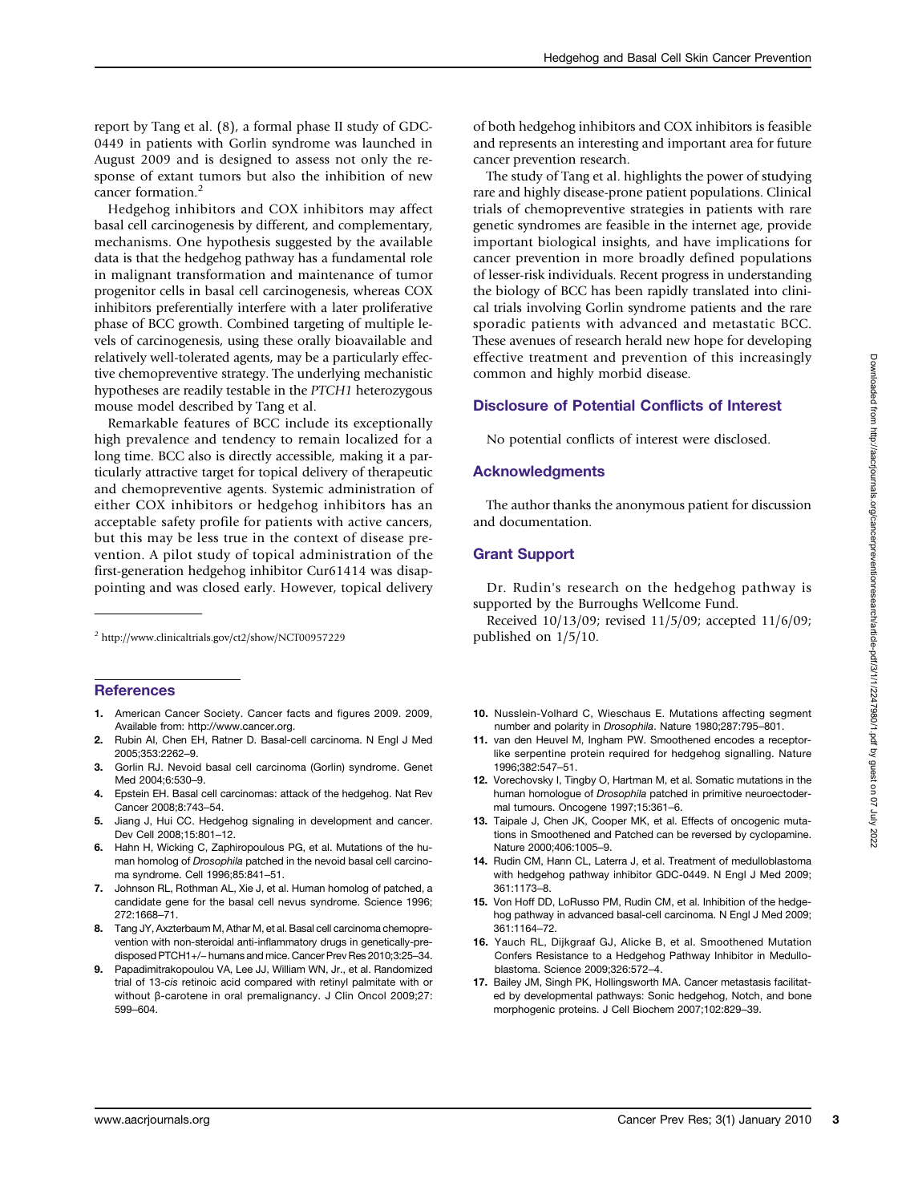report by Tang et al. (8), a formal phase II study of GDC-0449 in patients with Gorlin syndrome was launched in August 2009 and is designed to assess not only the response of extant tumors but also the inhibition of new cancer formation.[2]

Hedgehog inhibitors and COX inhibitors may affect basal cell carcinogenesis by different, and complementary, mechanisms. One hypothesis suggested by the available data is that the hedgehog pathway has a fundamental role in malignant transformation and maintenance of tumor progenitor cells in basal cell carcinogenesis, whereas COX inhibitors preferentially interfere with a later proliferative phase of BCC growth. Combined targeting of multiple levels of carcinogenesis, using these orally bioavailable and relatively well-tolerated agents, may be a particularly effective chemopreventive strategy. The underlying mechanistic hypotheses are readily testable in the *PTCH1* heterozygous mouse model described by Tang et al.

Remarkable features of BCC include its exceptionally high prevalence and tendency to remain localized for a long time. BCC also is directly accessible, making it a particularly attractive target for topical delivery of therapeutic and chemopreventive agents. Systemic administration of either COX inhibitors or hedgehog inhibitors has an acceptable safety profile for patients with active cancers, but this may be less true in the context of disease prevention. A pilot study of topical administration of the first-generation hedgehog inhibitor Cur61414 was disappointing and was closed early. However, topical delivery of both hedgehog inhibitors and COX inhibitors is feasible and represents an interesting and important area for future cancer prevention research.

The study of Tang et al. highlights the power of studying rare and highly disease-prone patient populations. Clinical trials of chemopreventive strategies in patients with rare genetic syndromes are feasible in the internet age, provide important biological insights, and have implications for cancer prevention in more broadly defined populations of lesser-risk individuals. Recent progress in understanding the biology of BCC has been rapidly translated into clinical trials involving Gorlin syndrome patients and the rare sporadic patients with advanced and metastatic BCC. These avenues of research herald new hope for developing effective treatment and prevention of this increasingly common and highly morbid disease.

[2] http://www.clinicaltrials.gov/ct2/show/NCT00957229

## Disclosure of Potential Conflicts of Interest

No potential conflicts of interest were disclosed.

## Acknowledgments

The author thanks the anonymous patient for discussion and documentation.

## Grant Support

Dr. Rudin's research on the hedgehog pathway is supported by the Burroughs Wellcome Fund.

Received 10/13/09; revised 11/5/09; accepted 11/6/09; published on 1/5/10.

## References

1. American Cancer Society. Cancer facts and figures 2009. 2009, Available from: http://www.cancer.org.
2. Rubin AI, Chen EH, Ratner D. Basal-cell carcinoma. N Engl J Med 2005;353:2262–9.
3. Gorlin RJ. Nevoid basal cell carcinoma (Gorlin) syndrome. Genet Med 2004;6:530–9.
4. Epstein EH. Basal cell carcinomas: attack of the hedgehog. Nat Rev Cancer 2008;8:743–54.
5. Jiang J, Hui CC. Hedgehog signaling in development and cancer. Dev Cell 2008;15:801–12.
6. Hahn H, Wicking C, Zaphiropoulous PG, et al. Mutations of the human homolog of *Drosophila* patched in the nevoid basal cell carcinoma syndrome. Cell 1996;85:841–51.
7. Johnson RL, Rothman AL, Xie J, et al. Human homolog of patched, a candidate gene for the basal cell nevus syndrome. Science 1996; 272:1668–71.
8. Tang JY, Axzterbaum M, Athar M, et al. Basal cell carcinoma chemoprevention with non-steroidal anti-inflammatory drugs in genetically-predisposed PTCH1+/− humans and mice. Cancer Prev Res 2010;3:25–34.
9. Papadimitrakopoulou VA, Lee JJ, William WN, Jr., et al. Randomized trial of 13-*cis* retinoic acid compared with retinyl palmitate with or without β-carotene in oral premalignancy. J Clin Oncol 2009;27: 599–604.
10. Nusslein-Volhard C, Wieschaus E. Mutations affecting segment number and polarity in *Drosophila*. Nature 1980;287:795–801.
11. van den Heuvel M, Ingham PW. Smoothened encodes a receptor-like serpentine protein required for hedgehog signalling. Nature 1996;382:547–51.
12. Vorechovsky I, Tingby O, Hartman M, et al. Somatic mutations in the human homologue of *Drosophila* patched in primitive neuroectodermal tumours. Oncogene 1997;15:361–6.
13. Taipale J, Chen JK, Cooper MK, et al. Effects of oncogenic mutations in Smoothened and Patched can be reversed by cyclopamine. Nature 2000;406:1005–9.
14. Rudin CM, Hann CL, Laterra J, et al. Treatment of medulloblastoma with hedgehog pathway inhibitor GDC-0449. N Engl J Med 2009; 361:1173–8.
15. Von Hoff DD, LoRusso PM, Rudin CM, et al. Inhibition of the hedgehog pathway in advanced basal-cell carcinoma. N Engl J Med 2009; 361:1164–72.
16. Yauch RL, Dijkgraaf GJ, Alicke B, et al. Smoothened Mutation Confers Resistance to a Hedgehog Pathway Inhibitor in Medulloblastoma. Science 2009;326:572–4.
17. Bailey JM, Singh PK, Hollingsworth MA. Cancer metastasis facilitated by developmental pathways: Sonic hedgehog, Notch, and bone morphogenic proteins. J Cell Biochem 2007;102:829–39.